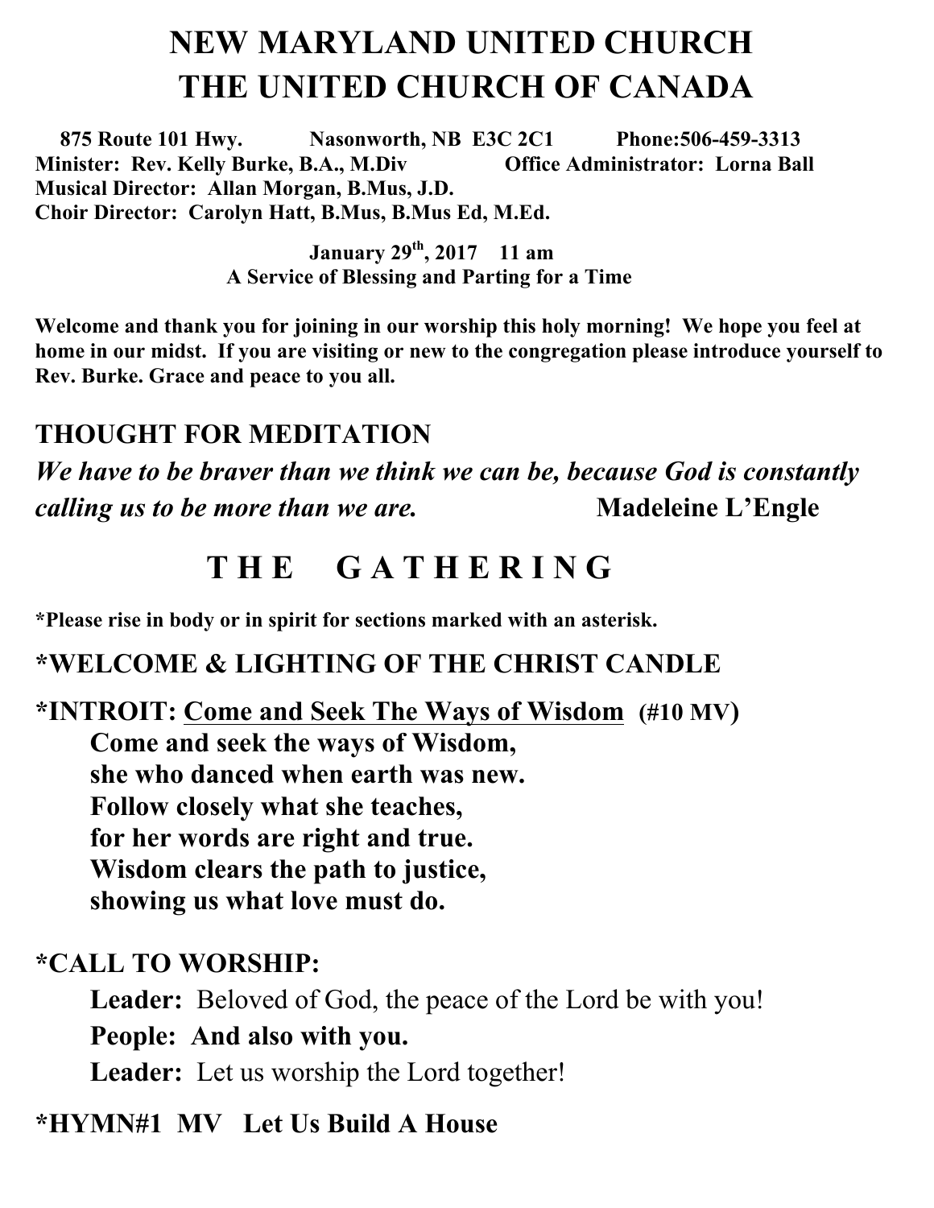# NEW MARYLAND UNITED CHURCH
# THE UNITED CHURCH OF CANADA

**875 Route 101 Hwy. Nasonworth, NB E3C 2C1 Phone:506-459-3313**
**Minister: Rev. Kelly Burke, B.A., M.Div Office Administrator: Lorna Ball**
**Musical Director: Allan Morgan, B.Mus, J.D.**
**Choir Director: Carolyn Hatt, B.Mus, B.Mus Ed, M.Ed.**

**January 29th, 2017 11 am**
**A Service of Blessing and Parting for a Time**

**Welcome and thank you for joining in our worship this holy morning! We hope you feel at home in our midst. If you are visiting or new to the congregation please introduce yourself to Rev. Burke. Grace and peace to you all.**

## THOUGHT FOR MEDITATION

***We have to be braver than we think we can be, because God is constantly calling us to be more than we are.*** **Madeleine L'Engle**

## THE GATHERING

**\*Please rise in body or in spirit for sections marked with an asterisk.**

### *WELCOME & LIGHTING OF THE CHRIST CANDLE

### *INTROIT: Come and Seek The Ways of Wisdom (#10 MV)

**Come and seek the ways of Wisdom,**
**she who danced when earth was new.**
**Follow closely what she teaches,**
**for her words are right and true.**
**Wisdom clears the path to justice,**
**showing us what love must do.**

### *CALL TO WORSHIP:

**Leader:** Beloved of God, the peace of the Lord be with you!
**People: And also with you.**
**Leader:** Let us worship the Lord together!

### *HYMN#1 MV Let Us Build A House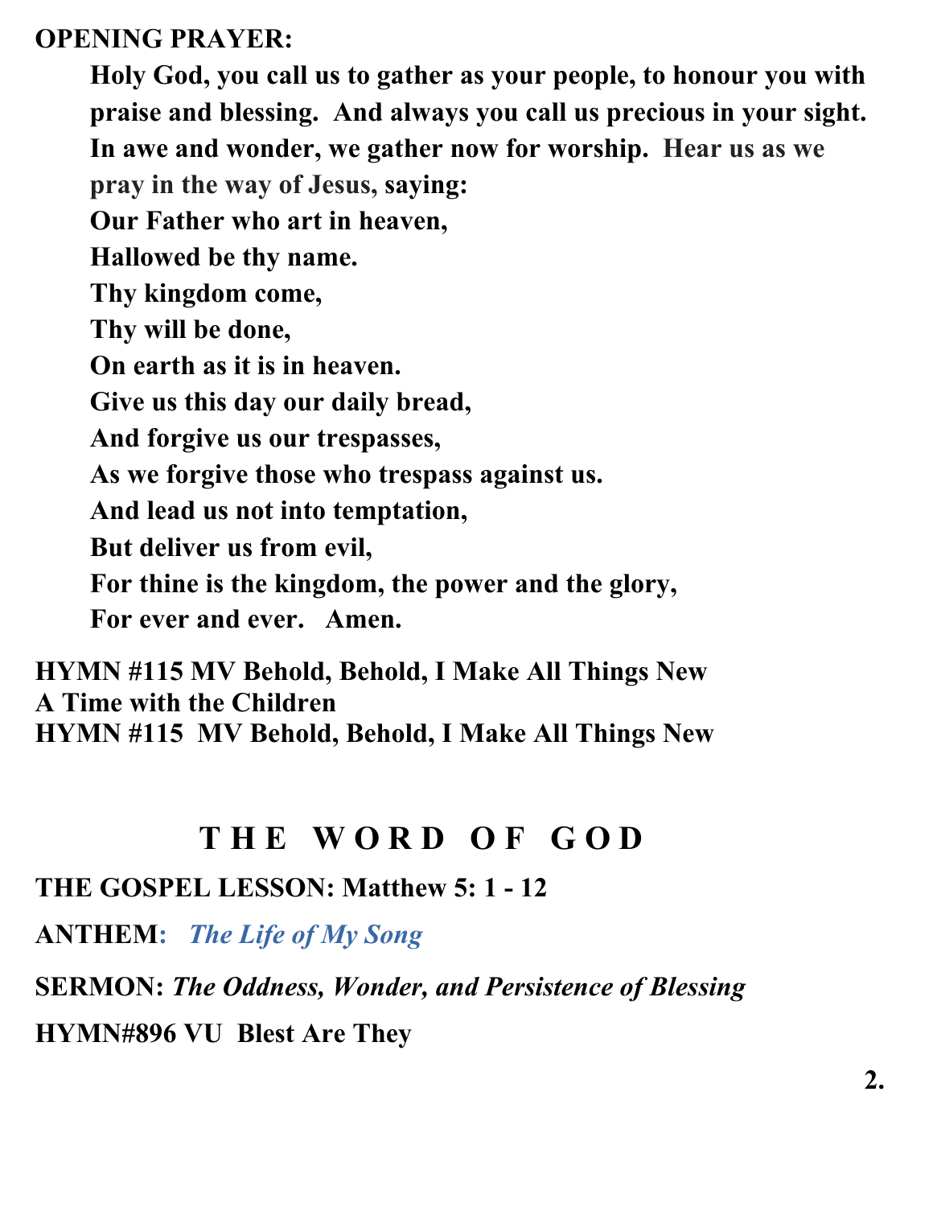**OPENING PRAYER:**

> **Holy God, you call us to gather as your people, to honour you with praise and blessing. And always you call us precious in your sight. In awe and wonder, we gather now for worship. Hear us as we pray in the way of Jesus, saying:**
> **Our Father who art in heaven,**
> **Hallowed be thy name.**
> **Thy kingdom come,**
> **Thy will be done,**
> **On earth as it is in heaven.**
> **Give us this day our daily bread,**
> **And forgive us our trespasses,**
> **As we forgive those who trespass against us.**
> **And lead us not into temptation,**
> **But deliver us from evil,**
> **For thine is the kingdom, the power and the glory,**
> **For ever and ever. Amen.**

**HYMN #115 MV Behold, Behold, I Make All Things New**
**A Time with the Children**
**HYMN #115 MV Behold, Behold, I Make All Things New**

## T H E  W O R D  O F  G O D

**THE GOSPEL LESSON: Matthew 5: 1 - 12**

**ANTHEM:** ***The Life of My Song***

**SERMON:** ***The Oddness, Wonder, and Persistence of Blessing***

**HYMN#896 VU Blest Are They**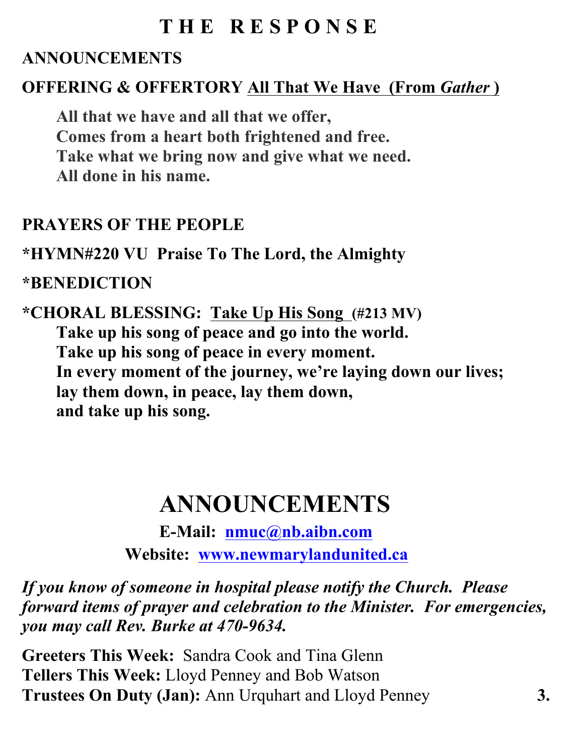# T H E   R E S P O N S E

**ANNOUNCEMENTS**

**OFFERING & OFFERTORY** <u>**All That We Have (From *Gather*)**</u>

> **All that we have and all that we offer,**
> **Comes from a heart both frightened and free.**
> **Take what we bring now and give what we need.**
> **All done in his name.**

**PRAYERS OF THE PEOPLE**

***HYMN#220 VU Praise To The Lord, the Almighty**

***BENEDICTION**

***CHORAL BLESSING:** <u>**Take Up His Song**</u> **(#213 MV)**

> **Take up his song of peace and go into the world.**
> **Take up his song of peace in every moment.**
> **In every moment of the journey, we're laying down our lives;**
> **lay them down, in peace, lay them down,**
> **and take up his song.**

# ANNOUNCEMENTS

**E-Mail: nmuc@nb.aibn.com**

**Website: www.newmarylandunited.ca**

***If you know of someone in hospital please notify the Church. Please forward items of prayer and celebration to the Minister. For emergencies, you may call Rev. Burke at 470-9634.***

**Greeters This Week:** Sandra Cook and Tina Glenn
**Tellers This Week:** Lloyd Penney and Bob Watson
**Trustees On Duty (Jan):** Ann Urquhart and Lloyd Penney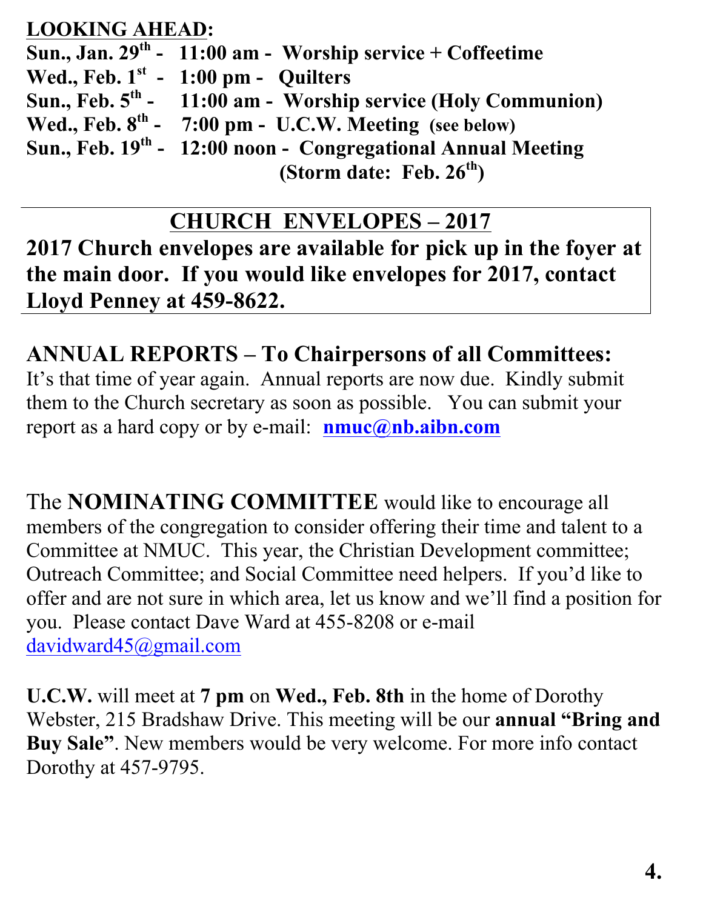**LOOKING AHEAD:**

**Sun., Jan. 29th - 11:00 am - Worship service + Coffeetime**
**Wed., Feb. 1st - 1:00 pm - Quilters**
**Sun., Feb. 5th - 11:00 am - Worship service (Holy Communion)**
**Wed., Feb. 8th - 7:00 pm - U.C.W. Meeting (see below)**
**Sun., Feb. 19th - 12:00 noon - Congregational Annual Meeting**
**(Storm date: Feb. 26th)**

## CHURCH ENVELOPES – 2017

**2017 Church envelopes are available for pick up in the foyer at the main door. If you would like envelopes for 2017, contact Lloyd Penney at 459-8622.**

**ANNUAL REPORTS – To Chairpersons of all Committees:**
It's that time of year again. Annual reports are now due. Kindly submit them to the Church secretary as soon as possible. You can submit your report as a hard copy or by e-mail: **nmuc@nb.aibn.com**

The **NOMINATING COMMITTEE** would like to encourage all members of the congregation to consider offering their time and talent to a Committee at NMUC. This year, the Christian Development committee; Outreach Committee; and Social Committee need helpers. If you'd like to offer and are not sure in which area, let us know and we'll find a position for you. Please contact Dave Ward at 455-8208 or e-mail davidward45@gmail.com

**U.C.W.** will meet at **7 pm** on **Wed., Feb. 8th** in the home of Dorothy Webster, 215 Bradshaw Drive. This meeting will be our **annual "Bring and Buy Sale"**. New members would be very welcome. For more info contact Dorothy at 457-9795.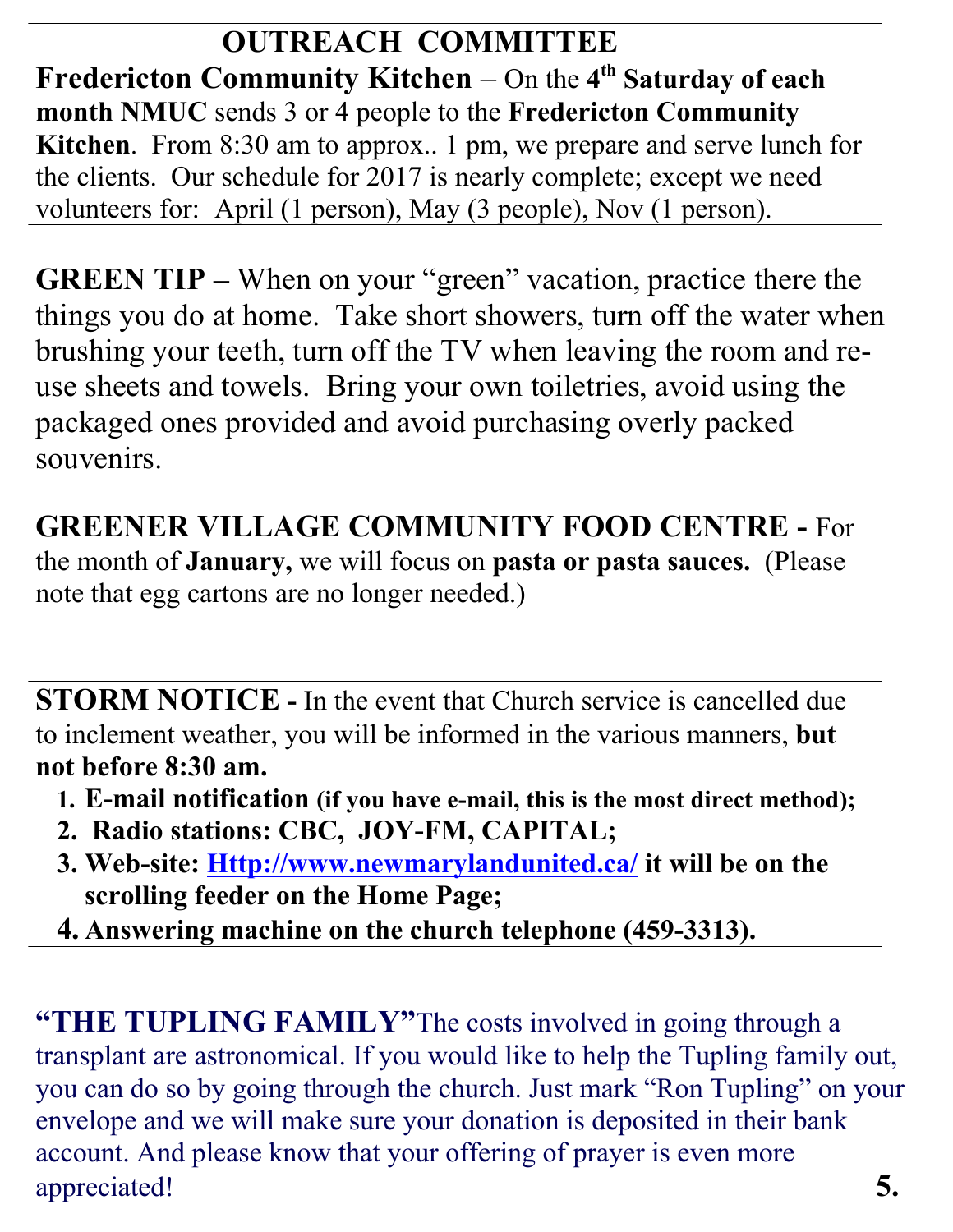## OUTREACH COMMITTEE

**Fredericton Community Kitchen** – On the **4th Saturday of each month NMUC** sends 3 or 4 people to the **Fredericton Community Kitchen**. From 8:30 am to approx.. 1 pm, we prepare and serve lunch for the clients. Our schedule for 2017 is nearly complete; except we need volunteers for: April (1 person), May (3 people), Nov (1 person).

**GREEN TIP –** When on your "green" vacation, practice there the things you do at home. Take short showers, turn off the water when brushing your teeth, turn off the TV when leaving the room and re-use sheets and towels. Bring your own toiletries, avoid using the packaged ones provided and avoid purchasing overly packed souvenirs.

**GREENER VILLAGE COMMUNITY FOOD CENTRE -** For the month of **January,** we will focus on **pasta or pasta sauces.** (Please note that egg cartons are no longer needed.)

**STORM NOTICE -** In the event that Church service is cancelled due to inclement weather, you will be informed in the various manners, **but not before 8:30 am.**

1. **E-mail notification (if you have e-mail, this is the most direct method);**
2. **Radio stations: CBC, JOY-FM, CAPITAL;**
3. **Web-site: Http://www.newmarylandunited.ca/ it will be on the scrolling feeder on the Home Page;**
4. **Answering machine on the church telephone (459-3313).**

**"THE TUPLING FAMILY"** The costs involved in going through a transplant are astronomical. If you would like to help the Tupling family out, you can do so by going through the church. Just mark "Ron Tupling" on your envelope and we will make sure your donation is deposited in their bank account. And please know that your offering of prayer is even more appreciated!